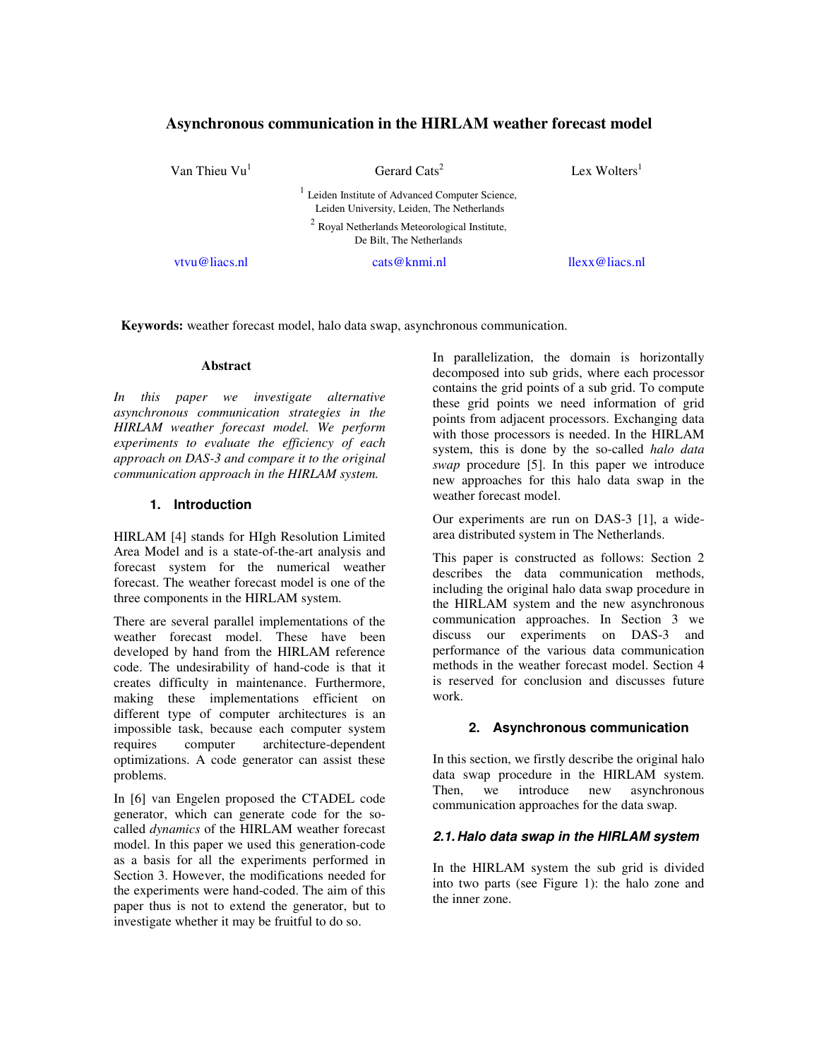# Asynchronous communication in the HIRLAM weather forecast model

Van Thieu Vu[1] Gerard Cats[2] Lex Wolters[1]

[1] Leiden Institute of Advanced Computer Science, Leiden University, Leiden, The Netherlands

[2] Royal Netherlands Meteorological Institute, De Bilt, The Netherlands

vtvu@liacs.nl cats@knmi.nl llexx@liacs.nl

**Keywords:** weather forecast model, halo data swap, asynchronous communication.

### Abstract

*In this paper we investigate alternative asynchronous communication strategies in the HIRLAM weather forecast model. We perform experiments to evaluate the efficiency of each approach on DAS-3 and compare it to the original communication approach in the HIRLAM system.*

## 1. Introduction

HIRLAM [4] stands for HIgh Resolution Limited Area Model and is a state-of-the-art analysis and forecast system for the numerical weather forecast. The weather forecast model is one of the three components in the HIRLAM system.

There are several parallel implementations of the weather forecast model. These have been developed by hand from the HIRLAM reference code. The undesirability of hand-code is that it creates difficulty in maintenance. Furthermore, making these implementations efficient on different type of computer architectures is an impossible task, because each computer system requires computer architecture-dependent optimizations. A code generator can assist these problems.

In [6] van Engelen proposed the CTADEL code generator, which can generate code for the so-called *dynamics* of the HIRLAM weather forecast model. In this paper we used this generation-code as a basis for all the experiments performed in Section 3. However, the modifications needed for the experiments were hand-coded. The aim of this paper thus is not to extend the generator, but to investigate whether it may be fruitful to do so.

In parallelization, the domain is horizontally decomposed into sub grids, where each processor contains the grid points of a sub grid. To compute these grid points we need information of grid points from adjacent processors. Exchanging data with those processors is needed. In the HIRLAM system, this is done by the so-called *halo data swap* procedure [5]. In this paper we introduce new approaches for this halo data swap in the weather forecast model.

Our experiments are run on DAS-3 [1], a wide-area distributed system in The Netherlands.

This paper is constructed as follows: Section 2 describes the data communication methods, including the original halo data swap procedure in the HIRLAM system and the new asynchronous communication approaches. In Section 3 we discuss our experiments on DAS-3 and performance of the various data communication methods in the weather forecast model. Section 4 is reserved for conclusion and discusses future work.

## 2. Asynchronous communication

In this section, we firstly describe the original halo data swap procedure in the HIRLAM system. Then, we introduce new asynchronous communication approaches for the data swap.

### *2.1. Halo data swap in the HIRLAM system*

In the HIRLAM system the sub grid is divided into two parts (see Figure 1): the halo zone and the inner zone.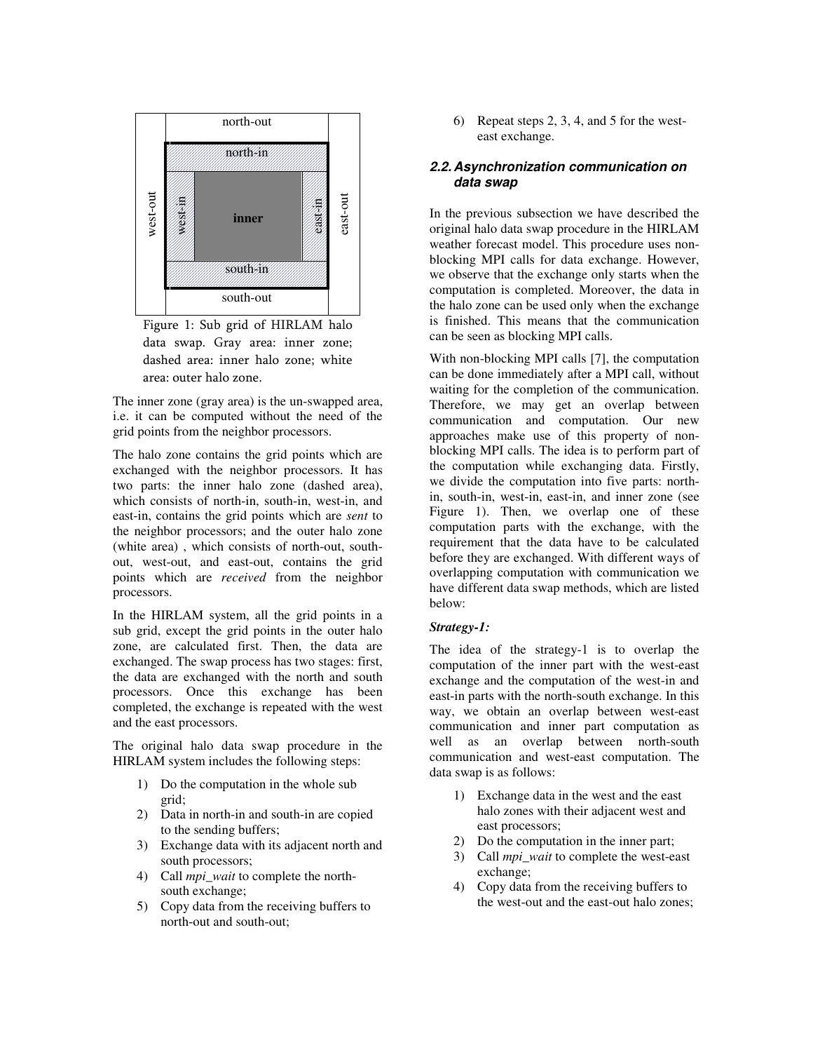Figure 1: Sub grid of HIRLAM halo data swap. Gray area: inner zone; dashed area: inner halo zone; white area: outer halo zone.

The inner zone (gray area) is the un-swapped area, i.e. it can be computed without the need of the grid points from the neighbor processors.

The halo zone contains the grid points which are exchanged with the neighbor processors. It has two parts: the inner halo zone (dashed area), which consists of north-in, south-in, west-in, and east-in, contains the grid points which are *sent* to the neighbor processors; and the outer halo zone (white area) , which consists of north-out, south-out, west-out, and east-out, contains the grid points which are *received* from the neighbor processors.

In the HIRLAM system, all the grid points in a sub grid, except the grid points in the outer halo zone, are calculated first. Then, the data are exchanged. The swap process has two stages: first, the data are exchanged with the north and south processors. Once this exchange has been completed, the exchange is repeated with the west and the east processors.

The original halo data swap procedure in the HIRLAM system includes the following steps:

1) Do the computation in the whole sub grid;
2) Data in north-in and south-in are copied to the sending buffers;
3) Exchange data with its adjacent north and south processors;
4) Call *mpi_wait* to complete the north-south exchange;
5) Copy data from the receiving buffers to north-out and south-out;
6) Repeat steps 2, 3, 4, and 5 for the west-east exchange.

### 2.2. Asynchronization communication on data swap

In the previous subsection we have described the original halo data swap procedure in the HIRLAM weather forecast model. This procedure uses non-blocking MPI calls for data exchange. However, we observe that the exchange only starts when the computation is completed. Moreover, the data in the halo zone can be used only when the exchange is finished. This means that the communication can be seen as blocking MPI calls.

With non-blocking MPI calls [7], the computation can be done immediately after a MPI call, without waiting for the completion of the communication. Therefore, we may get an overlap between communication and computation. Our new approaches make use of this property of non-blocking MPI calls. The idea is to perform part of the computation while exchanging data. Firstly, we divide the computation into five parts: north-in, south-in, west-in, east-in, and inner zone (see Figure 1). Then, we overlap one of these computation parts with the exchange, with the requirement that the data have to be calculated before they are exchanged. With different ways of overlapping computation with communication we have different data swap methods, which are listed below:

***Strategy-1:***

The idea of the strategy-1 is to overlap the computation of the inner part with the west-east exchange and the computation of the west-in and east-in parts with the north-south exchange. In this way, we obtain an overlap between west-east communication and inner part computation as well as an overlap between north-south communication and west-east computation. The data swap is as follows:

1) Exchange data in the west and the east halo zones with their adjacent west and east processors;
2) Do the computation in the inner part;
3) Call *mpi_wait* to complete the west-east exchange;
4) Copy data from the receiving buffers to the west-out and the east-out halo zones;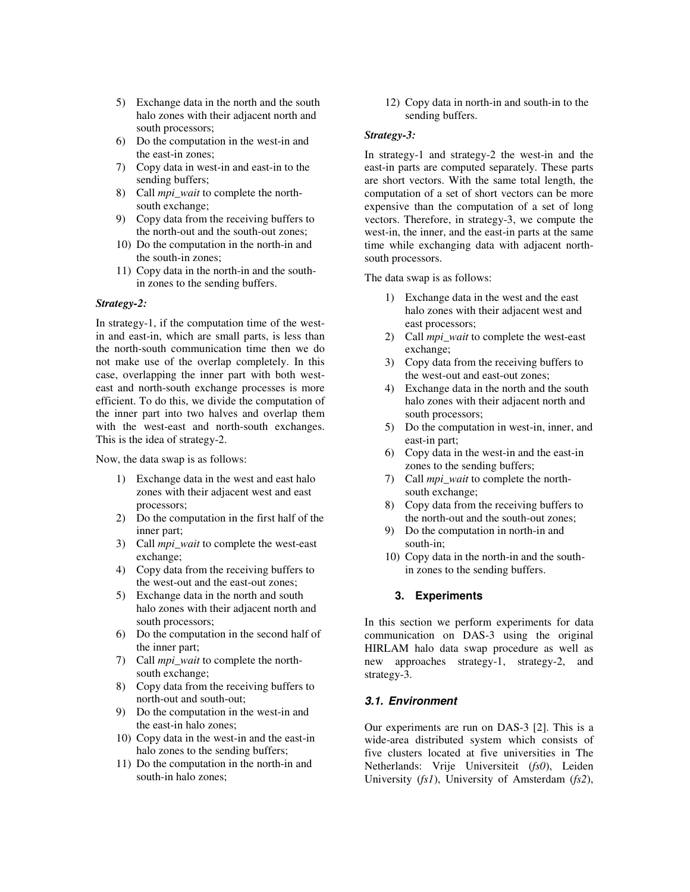5) Exchange data in the north and the south halo zones with their adjacent north and south processors;
6) Do the computation in the west-in and the east-in zones;
7) Copy data in west-in and east-in to the sending buffers;
8) Call *mpi_wait* to complete the north-south exchange;
9) Copy data from the receiving buffers to the north-out and the south-out zones;
10) Do the computation in the north-in and the south-in zones;
11) Copy data in the north-in and the south-in zones to the sending buffers.

***Strategy-2:***

In strategy-1, if the computation time of the west-in and east-in, which are small parts, is less than the north-south communication time then we do not make use of the overlap completely. In this case, overlapping the inner part with both west-east and north-south exchange processes is more efficient. To do this, we divide the computation of the inner part into two halves and overlap them with the west-east and north-south exchanges. This is the idea of strategy-2.

Now, the data swap is as follows:

1) Exchange data in the west and east halo zones with their adjacent west and east processors;
2) Do the computation in the first half of the inner part;
3) Call *mpi_wait* to complete the west-east exchange;
4) Copy data from the receiving buffers to the west-out and the east-out zones;
5) Exchange data in the north and south halo zones with their adjacent north and south processors;
6) Do the computation in the second half of the inner part;
7) Call *mpi_wait* to complete the north-south exchange;
8) Copy data from the receiving buffers to north-out and south-out;
9) Do the computation in the west-in and the east-in halo zones;
10) Copy data in the west-in and the east-in halo zones to the sending buffers;
11) Do the computation in the north-in and south-in halo zones;
12) Copy data in north-in and south-in to the sending buffers.

***Strategy-3:***

In strategy-1 and strategy-2 the west-in and the east-in parts are computed separately. These parts are short vectors. With the same total length, the computation of a set of short vectors can be more expensive than the computation of a set of long vectors. Therefore, in strategy-3, we compute the west-in, the inner, and the east-in parts at the same time while exchanging data with adjacent north-south processors.

The data swap is as follows:

1) Exchange data in the west and the east halo zones with their adjacent west and east processors;
2) Call *mpi_wait* to complete the west-east exchange;
3) Copy data from the receiving buffers to the west-out and east-out zones;
4) Exchange data in the north and the south halo zones with their adjacent north and south processors;
5) Do the computation in west-in, inner, and east-in part;
6) Copy data in the west-in and the east-in zones to the sending buffers;
7) Call *mpi_wait* to complete the north-south exchange;
8) Copy data from the receiving buffers to the north-out and the south-out zones;
9) Do the computation in north-in and south-in;
10) Copy data in the north-in and the south-in zones to the sending buffers.

## 3. Experiments

In this section we perform experiments for data communication on DAS-3 using the original HIRLAM halo data swap procedure as well as new approaches strategy-1, strategy-2, and strategy-3.

### 3.1. Environment

Our experiments are run on DAS-3 [2]. This is a wide-area distributed system which consists of five clusters located at five universities in The Netherlands: Vrije Universiteit (*fs0*), Leiden University (*fs1*), University of Amsterdam (*fs2*),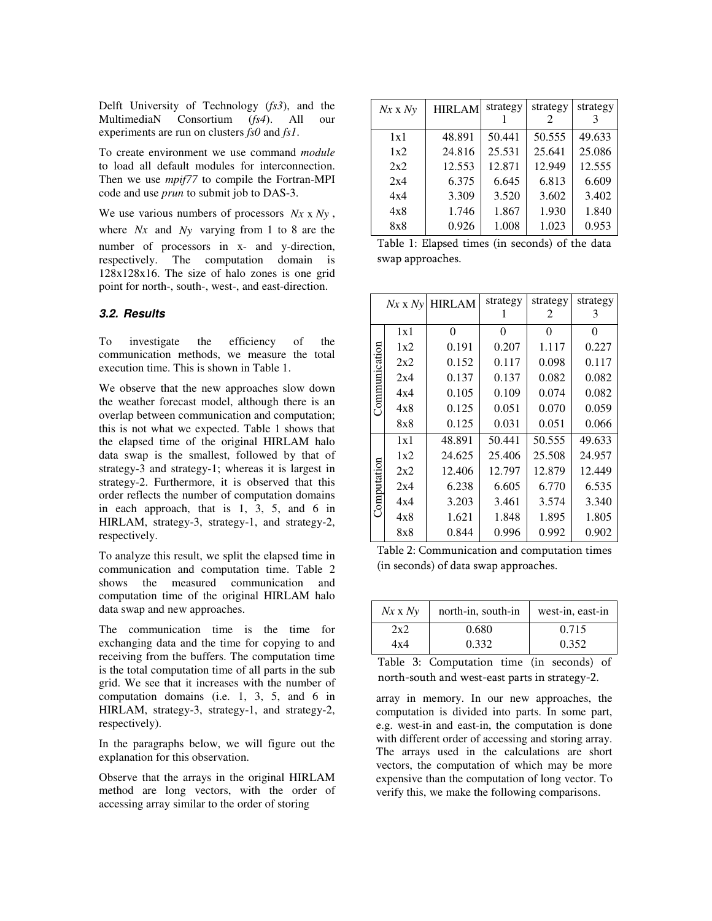Delft University of Technology (*fs3*), and the MultimediaN Consortium (*fs4*). All our experiments are run on clusters *fs0* and *fs1*.

To create environment we use command *module* to load all default modules for interconnection. Then we use *mpif77* to compile the Fortran-MPI code and use *prun* to submit job to DAS-3.

We use various numbers of processors $Nx$ x $Ny$, where $Nx$ and $Ny$ varying from 1 to 8 are the number of processors in x- and y-direction, respectively. The computation domain is 128x128x16. The size of halo zones is one grid point for north-, south-, west-, and east-direction.

### 3.2. Results

To investigate the efficiency of the communication methods, we measure the total execution time. This is shown in Table 1.

We observe that the new approaches slow down the weather forecast model, although there is an overlap between communication and computation; this is not what we expected. Table 1 shows that the elapsed time of the original HIRLAM halo data swap is the smallest, followed by that of strategy-3 and strategy-1; whereas it is largest in strategy-2. Furthermore, it is observed that this order reflects the number of computation domains in each approach, that is 1, 3, 5, and 6 in HIRLAM, strategy-3, strategy-1, and strategy-2, respectively.

To analyze this result, we split the elapsed time in communication and computation time. Table 2 shows the measured communication and computation time of the original HIRLAM halo data swap and new approaches.

The communication time is the time for exchanging data and the time for copying to and receiving from the buffers. The computation time is the total computation time of all parts in the sub grid. We see that it increases with the number of computation domains (i.e. 1, 3, 5, and 6 in HIRLAM, strategy-3, strategy-1, and strategy-2, respectively).

In the paragraphs below, we will figure out the explanation for this observation.

Observe that the arrays in the original HIRLAM method are long vectors, with the order of accessing array similar to the order of storing array in memory. In our new approaches, the computation is divided into parts. In some part, e.g. west-in and east-in, the computation is done with different order of accessing and storing array. The arrays used in the calculations are short vectors, the computation of which may be more expensive than the computation of long vector. To verify this, we make the following comparisons.

| $Nx$ x $Ny$ | HIRLAM | strategy 1 | strategy 2 | strategy 3 |
|---|---|---|---|---|
| 1x1 | 48.891 | 50.441 | 50.555 | 49.633 |
| 1x2 | 24.816 | 25.531 | 25.641 | 25.086 |
| 2x2 | 12.553 | 12.871 | 12.949 | 12.555 |
| 2x4 | 6.375 | 6.645 | 6.813 | 6.609 |
| 4x4 | 3.309 | 3.520 | 3.602 | 3.402 |
| 4x8 | 1.746 | 1.867 | 1.930 | 1.840 |
| 8x8 | 0.926 | 1.008 | 1.023 | 0.953 |

Table 1: Elapsed times (in seconds) of the data swap approaches.

| | $Nx$ x $Ny$ | HIRLAM | strategy 1 | strategy 2 | strategy 3 |
|---|---|---|---|---|---|
| Communication | 1x1 | 0 | 0 | 0 | 0 |
| | 1x2 | 0.191 | 0.207 | 1.117 | 0.227 |
| | 2x2 | 0.152 | 0.117 | 0.098 | 0.117 |
| | 2x4 | 0.137 | 0.137 | 0.082 | 0.082 |
| | 4x4 | 0.105 | 0.109 | 0.074 | 0.082 |
| | 4x8 | 0.125 | 0.051 | 0.070 | 0.059 |
| | 8x8 | 0.125 | 0.031 | 0.051 | 0.066 |
| Computation | 1x1 | 48.891 | 50.441 | 50.555 | 49.633 |
| | 1x2 | 24.625 | 25.406 | 25.508 | 24.957 |
| | 2x2 | 12.406 | 12.797 | 12.879 | 12.449 |
| | 2x4 | 6.238 | 6.605 | 6.770 | 6.535 |
| | 4x4 | 3.203 | 3.461 | 3.574 | 3.340 |
| | 4x8 | 1.621 | 1.848 | 1.895 | 1.805 |
| | 8x8 | 0.844 | 0.996 | 0.992 | 0.902 |

Table 2: Communication and computation times (in seconds) of data swap approaches.

| $Nx$ x $Ny$ | north-in, south-in | west-in, east-in |
|---|---|---|
| 2x2 | 0.680 | 0.715 |
| 4x4 | 0.332 | 0.352 |

Table 3: Computation time (in seconds) of north-south and west-east parts in strategy-2.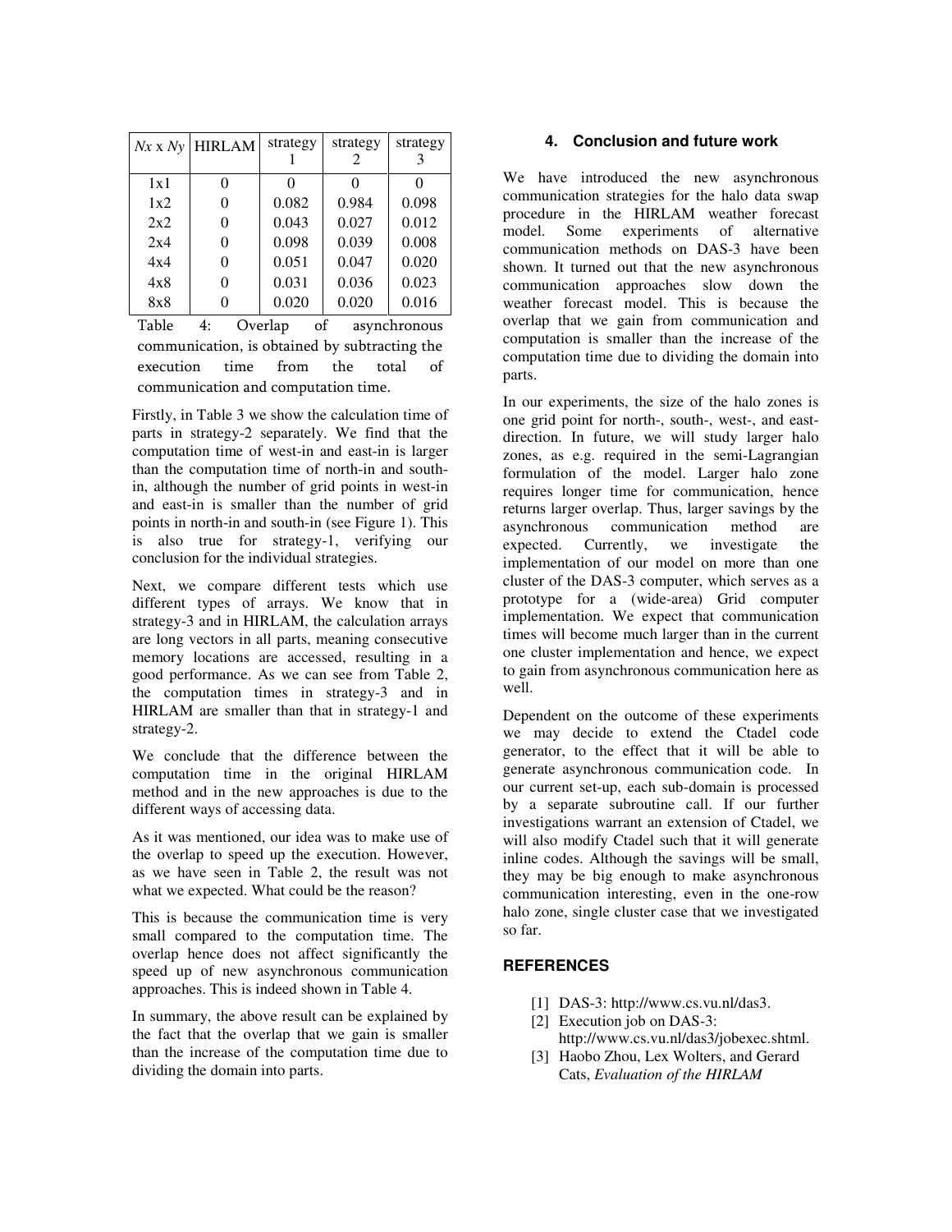| $Nx$ x $Ny$ | HIRLAM | strategy 1 | strategy 2 | strategy 3 |
|---|---|---|---|---|
| 1x1 | 0 | 0 | 0 | 0 |
| 1x2 | 0 | 0.082 | 0.984 | 0.098 |
| 2x2 | 0 | 0.043 | 0.027 | 0.012 |
| 2x4 | 0 | 0.098 | 0.039 | 0.008 |
| 4x4 | 0 | 0.051 | 0.047 | 0.020 |
| 4x8 | 0 | 0.031 | 0.036 | 0.023 |
| 8x8 | 0 | 0.020 | 0.020 | 0.016 |

Table 4: Overlap of asynchronous communication, is obtained by subtracting the execution time from the total of communication and computation time.

Firstly, in Table 3 we show the calculation time of parts in strategy-2 separately. We find that the computation time of west-in and east-in is larger than the computation time of north-in and south-in, although the number of grid points in west-in and east-in is smaller than the number of grid points in north-in and south-in (see Figure 1). This is also true for strategy-1, verifying our conclusion for the individual strategies.

Next, we compare different tests which use different types of arrays. We know that in strategy-3 and in HIRLAM, the calculation arrays are long vectors in all parts, meaning consecutive memory locations are accessed, resulting in a good performance. As we can see from Table 2, the computation times in strategy-3 and in HIRLAM are smaller than that in strategy-1 and strategy-2.

We conclude that the difference between the computation time in the original HIRLAM method and in the new approaches is due to the different ways of accessing data.

As it was mentioned, our idea was to make use of the overlap to speed up the execution. However, as we have seen in Table 2, the result was not what we expected. What could be the reason?

This is because the communication time is very small compared to the computation time. The overlap hence does not affect significantly the speed up of new asynchronous communication approaches. This is indeed shown in Table 4.

In summary, the above result can be explained by the fact that the overlap that we gain is smaller than the increase of the computation time due to dividing the domain into parts.

## 4. Conclusion and future work

We have introduced the new asynchronous communication strategies for the halo data swap procedure in the HIRLAM weather forecast model. Some experiments of alternative communication methods on DAS-3 have been shown. It turned out that the new asynchronous communication approaches slow down the weather forecast model. This is because the overlap that we gain from communication and computation is smaller than the increase of the computation time due to dividing the domain into parts.

In our experiments, the size of the halo zones is one grid point for north-, south-, west-, and east-direction. In future, we will study larger halo zones, as e.g. required in the semi-Lagrangian formulation of the model. Larger halo zone requires longer time for communication, hence returns larger overlap. Thus, larger savings by the asynchronous communication method are expected. Currently, we investigate the implementation of our model on more than one cluster of the DAS-3 computer, which serves as a prototype for a (wide-area) Grid computer implementation. We expect that communication times will become much larger than in the current one cluster implementation and hence, we expect to gain from asynchronous communication here as well.

Dependent on the outcome of these experiments we may decide to extend the Ctadel code generator, to the effect that it will be able to generate asynchronous communication code. In our current set-up, each sub-domain is processed by a separate subroutine call. If our further investigations warrant an extension of Ctadel, we will also modify Ctadel such that it will generate inline codes. Although the savings will be small, they may be big enough to make asynchronous communication interesting, even in the one-row halo zone, single cluster case that we investigated so far.

## REFERENCES

[1] DAS-3: http://www.cs.vu.nl/das3.

[2] Execution job on DAS-3: http://www.cs.vu.nl/das3/jobexec.shtml.

[3] Haobo Zhou, Lex Wolters, and Gerard Cats, *Evaluation of the HIRLAM*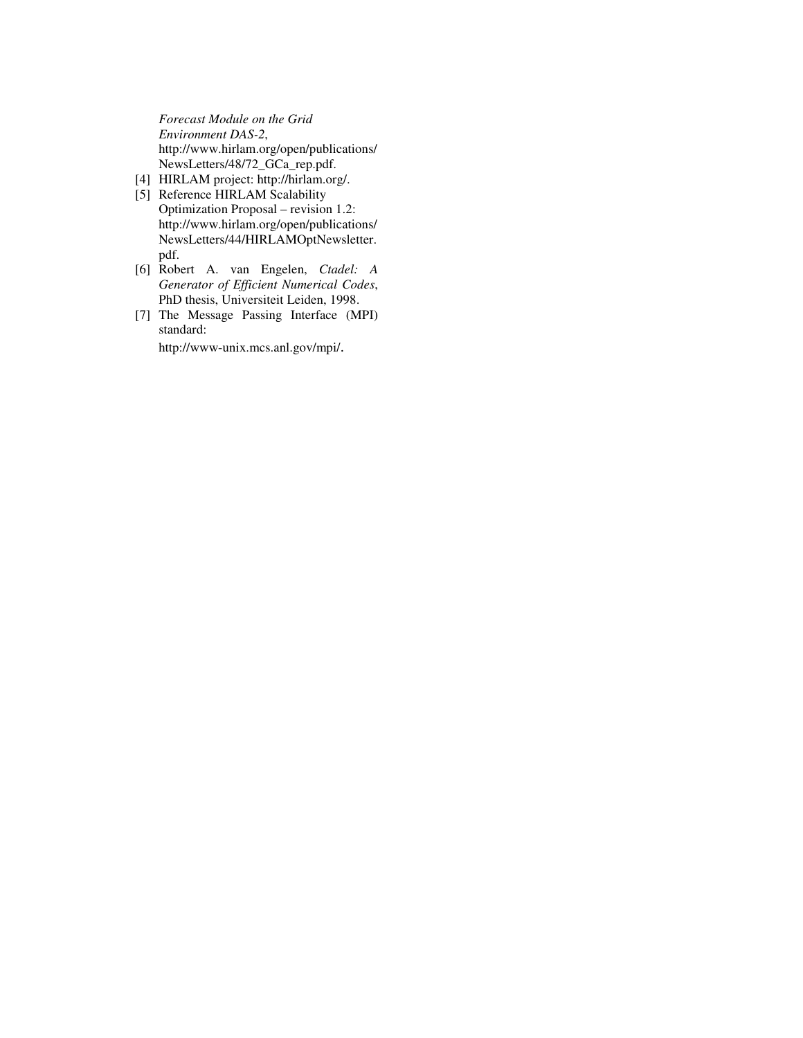*Forecast Module on the Grid Environment DAS-2*, http://www.hirlam.org/open/publications/NewsLetters/48/72_GCa_rep.pdf.

[4] HIRLAM project: http://hirlam.org/.

[5] Reference HIRLAM Scalability Optimization Proposal – revision 1.2: http://www.hirlam.org/open/publications/NewsLetters/44/HIRLAMOptNewsletter.pdf.

[6] Robert A. van Engelen, *Ctadel: A Generator of Efficient Numerical Codes*, PhD thesis, Universiteit Leiden, 1998.

[7] The Message Passing Interface (MPI) standard: http://www-unix.mcs.anl.gov/mpi/.